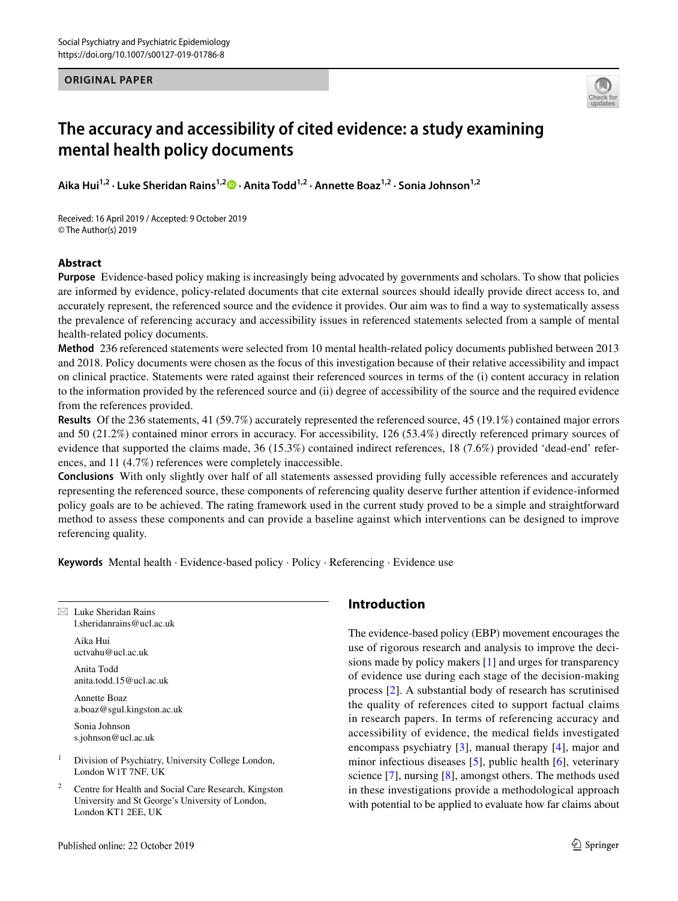# The accuracy and accessibility of cited evidence: a study examining mental health policy documents

**Aika Hui[1,2] · Luke Sheridan Rains[1,2] · Anita Todd[1,2] · Annette Boaz[1,2] · Sonia Johnson[1,2]**

Received: 16 April 2019 / Accepted: 9 October 2019
© The Author(s) 2019

## Abstract

**Purpose** Evidence-based policy making is increasingly being advocated by governments and scholars. To show that policies are informed by evidence, policy-related documents that cite external sources should ideally provide direct access to, and accurately represent, the referenced source and the evidence it provides. Our aim was to find a way to systematically assess the prevalence of referencing accuracy and accessibility issues in referenced statements selected from a sample of mental health-related policy documents.

**Method** 236 referenced statements were selected from 10 mental health-related policy documents published between 2013 and 2018. Policy documents were chosen as the focus of this investigation because of their relative accessibility and impact on clinical practice. Statements were rated against their referenced sources in terms of the (i) content accuracy in relation to the information provided by the referenced source and (ii) degree of accessibility of the source and the required evidence from the references provided.

**Results** Of the 236 statements, 41 (59.7%) accurately represented the referenced source, 45 (19.1%) contained major errors and 50 (21.2%) contained minor errors in accuracy. For accessibility, 126 (53.4%) directly referenced primary sources of evidence that supported the claims made, 36 (15.3%) contained indirect references, 18 (7.6%) provided 'dead-end' references, and 11 (4.7%) references were completely inaccessible.

**Conclusions** With only slightly over half of all statements assessed providing fully accessible references and accurately representing the referenced source, these components of referencing quality deserve further attention if evidence-informed policy goals are to be achieved. The rating framework used in the current study proved to be a simple and straightforward method to assess these components and can provide a baseline against which interventions can be designed to improve referencing quality.

**Keywords** Mental health · Evidence-based policy · Policy · Referencing · Evidence use

---

✉ Luke Sheridan Rains
l.sheridanrains@ucl.ac.uk

Aika Hui
uctvahu@ucl.ac.uk

Anita Todd
anita.todd.15@ucl.ac.uk

Annette Boaz
a.boaz@sgul.kingston.ac.uk

Sonia Johnson
s.johnson@ucl.ac.uk

[1] Division of Psychiatry, University College London, London W1T 7NF, UK

[2] Centre for Health and Social Care Research, Kingston University and St George's University of London, London KT1 2EE, UK

## Introduction

The evidence-based policy (EBP) movement encourages the use of rigorous research and analysis to improve the decisions made by policy makers [1] and urges for transparency of evidence use during each stage of the decision-making process [2]. A substantial body of research has scrutinised the quality of references cited to support factual claims in research papers. In terms of referencing accuracy and accessibility of evidence, the medical fields investigated encompass psychiatry [3], manual therapy [4], major and minor infectious diseases [5], public health [6], veterinary science [7], nursing [8], amongst others. The methods used in these investigations provide a methodological approach with potential to be applied to evaluate how far claims about

Published online: 22 October 2019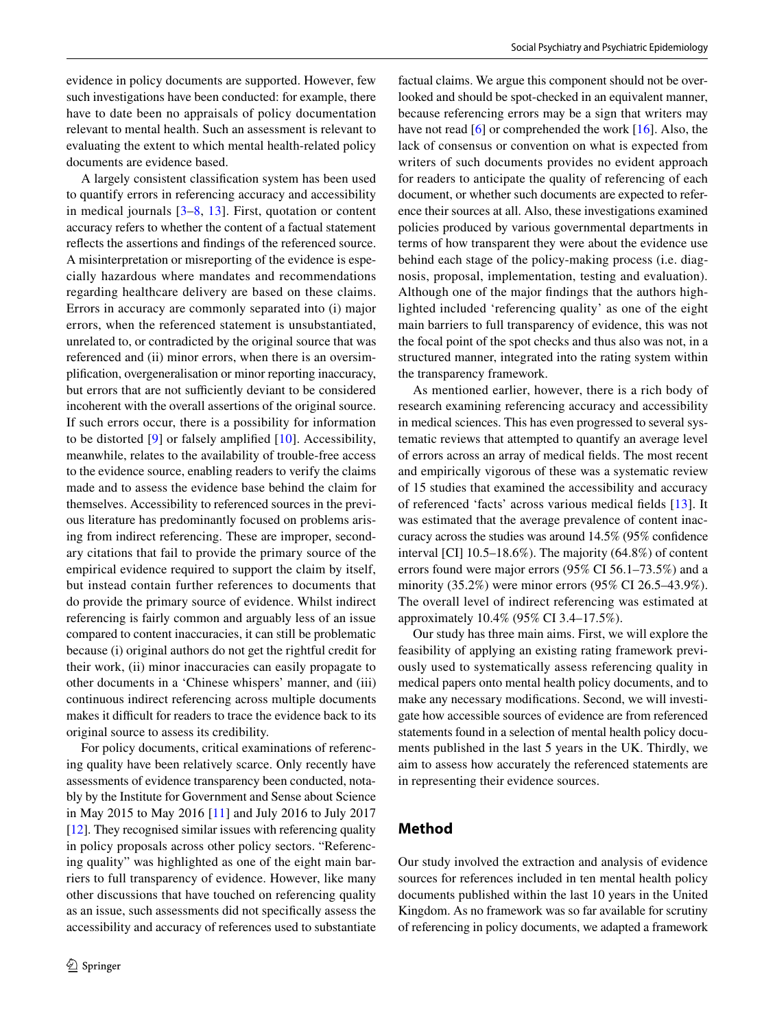evidence in policy documents are supported. However, few such investigations have been conducted: for example, there have to date been no appraisals of policy documentation relevant to mental health. Such an assessment is relevant to evaluating the extent to which mental health-related policy documents are evidence based.

A largely consistent classification system has been used to quantify errors in referencing accuracy and accessibility in medical journals [3–8, 13]. First, quotation or content accuracy refers to whether the content of a factual statement reflects the assertions and findings of the referenced source. A misinterpretation or misreporting of the evidence is especially hazardous where mandates and recommendations regarding healthcare delivery are based on these claims. Errors in accuracy are commonly separated into (i) major errors, when the referenced statement is unsubstantiated, unrelated to, or contradicted by the original source that was referenced and (ii) minor errors, when there is an oversimplification, overgeneralisation or minor reporting inaccuracy, but errors that are not sufficiently deviant to be considered incoherent with the overall assertions of the original source. If such errors occur, there is a possibility for information to be distorted [9] or falsely amplified [10]. Accessibility, meanwhile, relates to the availability of trouble-free access to the evidence source, enabling readers to verify the claims made and to assess the evidence base behind the claim for themselves. Accessibility to referenced sources in the previous literature has predominantly focused on problems arising from indirect referencing. These are improper, secondary citations that fail to provide the primary source of the empirical evidence required to support the claim by itself, but instead contain further references to documents that do provide the primary source of evidence. Whilst indirect referencing is fairly common and arguably less of an issue compared to content inaccuracies, it can still be problematic because (i) original authors do not get the rightful credit for their work, (ii) minor inaccuracies can easily propagate to other documents in a 'Chinese whispers' manner, and (iii) continuous indirect referencing across multiple documents makes it difficult for readers to trace the evidence back to its original source to assess its credibility.

For policy documents, critical examinations of referencing quality have been relatively scarce. Only recently have assessments of evidence transparency been conducted, notably by the Institute for Government and Sense about Science in May 2015 to May 2016 [11] and July 2016 to July 2017 [12]. They recognised similar issues with referencing quality in policy proposals across other policy sectors. "Referencing quality" was highlighted as one of the eight main barriers to full transparency of evidence. However, like many other discussions that have touched on referencing quality as an issue, such assessments did not specifically assess the accessibility and accuracy of references used to substantiate factual claims. We argue this component should not be overlooked and should be spot-checked in an equivalent manner, because referencing errors may be a sign that writers may have not read [6] or comprehended the work [16]. Also, the lack of consensus or convention on what is expected from writers of such documents provides no evident approach for readers to anticipate the quality of referencing of each document, or whether such documents are expected to reference their sources at all. Also, these investigations examined policies produced by various governmental departments in terms of how transparent they were about the evidence use behind each stage of the policy-making process (i.e. diagnosis, proposal, implementation, testing and evaluation). Although one of the major findings that the authors highlighted included 'referencing quality' as one of the eight main barriers to full transparency of evidence, this was not the focal point of the spot checks and thus also was not, in a structured manner, integrated into the rating system within the transparency framework.

As mentioned earlier, however, there is a rich body of research examining referencing accuracy and accessibility in medical sciences. This has even progressed to several systematic reviews that attempted to quantify an average level of errors across an array of medical fields. The most recent and empirically vigorous of these was a systematic review of 15 studies that examined the accessibility and accuracy of referenced 'facts' across various medical fields [13]. It was estimated that the average prevalence of content inaccuracy across the studies was around 14.5% (95% confidence interval [CI] 10.5–18.6%). The majority (64.8%) of content errors found were major errors (95% CI 56.1–73.5%) and a minority (35.2%) were minor errors (95% CI 26.5–43.9%). The overall level of indirect referencing was estimated at approximately 10.4% (95% CI 3.4–17.5%).

Our study has three main aims. First, we will explore the feasibility of applying an existing rating framework previously used to systematically assess referencing quality in medical papers onto mental health policy documents, and to make any necessary modifications. Second, we will investigate how accessible sources of evidence are from referenced statements found in a selection of mental health policy documents published in the last 5 years in the UK. Thirdly, we aim to assess how accurately the referenced statements are in representing their evidence sources.

## Method

Our study involved the extraction and analysis of evidence sources for references included in ten mental health policy documents published within the last 10 years in the United Kingdom. As no framework was so far available for scrutiny of referencing in policy documents, we adapted a framework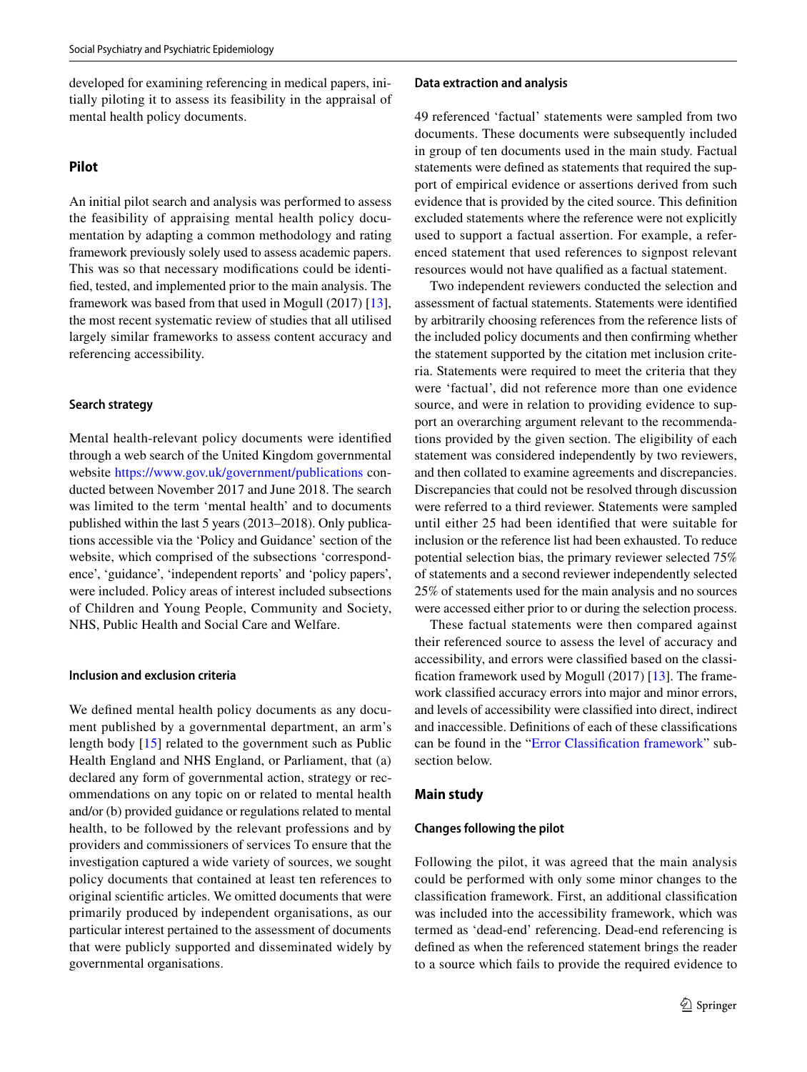developed for examining referencing in medical papers, initially piloting it to assess its feasibility in the appraisal of mental health policy documents.

## Pilot

An initial pilot search and analysis was performed to assess the feasibility of appraising mental health policy documentation by adapting a common methodology and rating framework previously solely used to assess academic papers. This was so that necessary modifications could be identified, tested, and implemented prior to the main analysis. The framework was based from that used in Mogull (2017) [13], the most recent systematic review of studies that all utilised largely similar frameworks to assess content accuracy and referencing accessibility.

### Search strategy

Mental health-relevant policy documents were identified through a web search of the United Kingdom governmental website https://www.gov.uk/government/publications conducted between November 2017 and June 2018. The search was limited to the term 'mental health' and to documents published within the last 5 years (2013–2018). Only publications accessible via the 'Policy and Guidance' section of the website, which comprised of the subsections 'correspondence', 'guidance', 'independent reports' and 'policy papers', were included. Policy areas of interest included subsections of Children and Young People, Community and Society, NHS, Public Health and Social Care and Welfare.

### Inclusion and exclusion criteria

We defined mental health policy documents as any document published by a governmental department, an arm's length body [15] related to the government such as Public Health England and NHS England, or Parliament, that (a) declared any form of governmental action, strategy or recommendations on any topic on or related to mental health and/or (b) provided guidance or regulations related to mental health, to be followed by the relevant professions and by providers and commissioners of services To ensure that the investigation captured a wide variety of sources, we sought policy documents that contained at least ten references to original scientific articles. We omitted documents that were primarily produced by independent organisations, as our particular interest pertained to the assessment of documents that were publicly supported and disseminated widely by governmental organisations.

### Data extraction and analysis

49 referenced 'factual' statements were sampled from two documents. These documents were subsequently included in group of ten documents used in the main study. Factual statements were defined as statements that required the support of empirical evidence or assertions derived from such evidence that is provided by the cited source. This definition excluded statements where the reference were not explicitly used to support a factual assertion. For example, a referenced statement that used references to signpost relevant resources would not have qualified as a factual statement.

Two independent reviewers conducted the selection and assessment of factual statements. Statements were identified by arbitrarily choosing references from the reference lists of the included policy documents and then confirming whether the statement supported by the citation met inclusion criteria. Statements were required to meet the criteria that they were 'factual', did not reference more than one evidence source, and were in relation to providing evidence to support an overarching argument relevant to the recommendations provided by the given section. The eligibility of each statement was considered independently by two reviewers, and then collated to examine agreements and discrepancies. Discrepancies that could not be resolved through discussion were referred to a third reviewer. Statements were sampled until either 25 had been identified that were suitable for inclusion or the reference list had been exhausted. To reduce potential selection bias, the primary reviewer selected 75% of statements and a second reviewer independently selected 25% of statements used for the main analysis and no sources were accessed either prior to or during the selection process.

These factual statements were then compared against their referenced source to assess the level of accuracy and accessibility, and errors were classified based on the classification framework used by Mogull (2017) [13]. The framework classified accuracy errors into major and minor errors, and levels of accessibility were classified into direct, indirect and inaccessible. Definitions of each of these classifications can be found in the "Error Classification framework" subsection below.

## Main study

### Changes following the pilot

Following the pilot, it was agreed that the main analysis could be performed with only some minor changes to the classification framework. First, an additional classification was included into the accessibility framework, which was termed as 'dead-end' referencing. Dead-end referencing is defined as when the referenced statement brings the reader to a source which fails to provide the required evidence to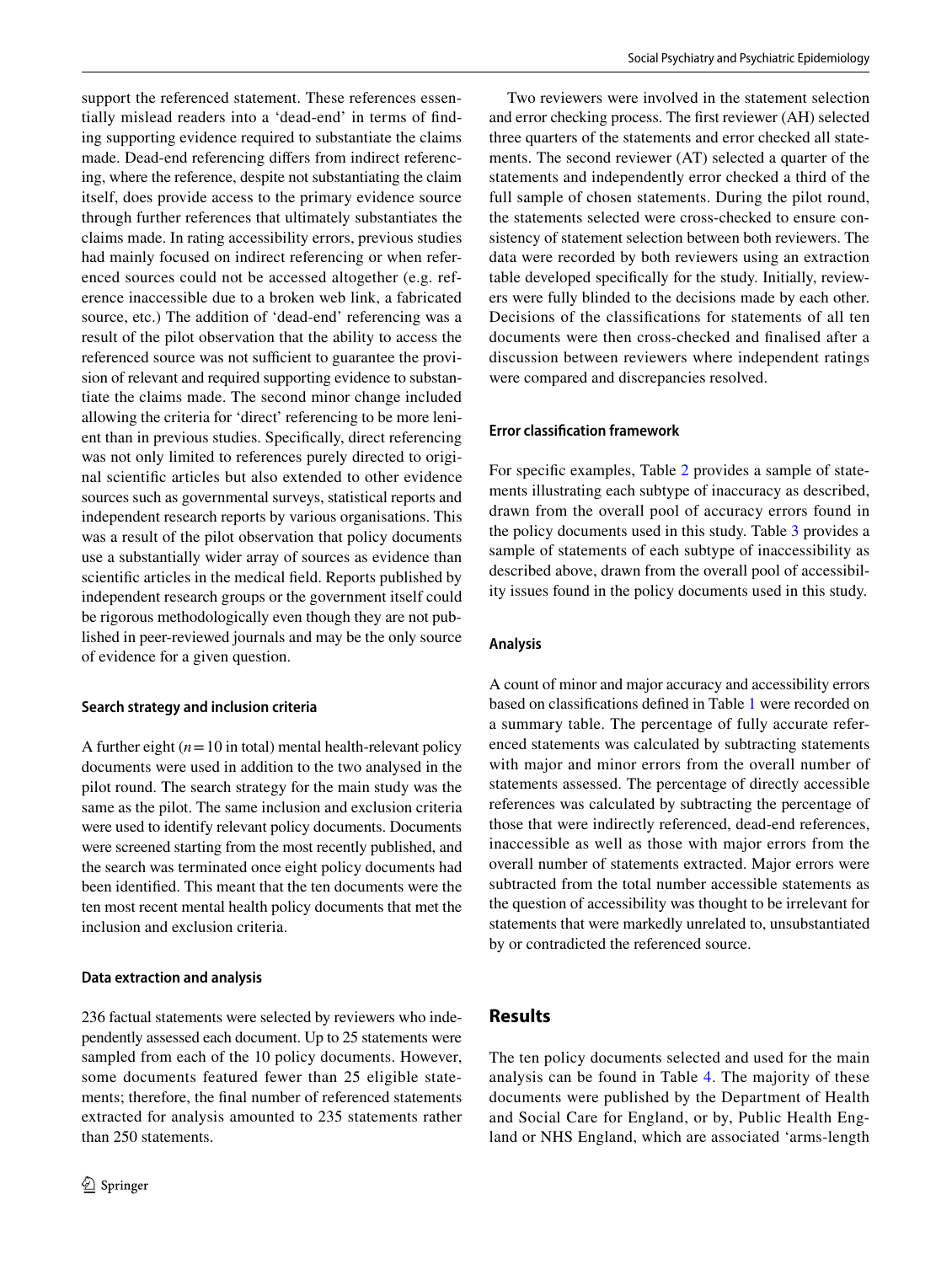support the referenced statement. These references essentially mislead readers into a 'dead-end' in terms of finding supporting evidence required to substantiate the claims made. Dead-end referencing differs from indirect referencing, where the reference, despite not substantiating the claim itself, does provide access to the primary evidence source through further references that ultimately substantiates the claims made. In rating accessibility errors, previous studies had mainly focused on indirect referencing or when referenced sources could not be accessed altogether (e.g. reference inaccessible due to a broken web link, a fabricated source, etc.) The addition of 'dead-end' referencing was a result of the pilot observation that the ability to access the referenced source was not sufficient to guarantee the provision of relevant and required supporting evidence to substantiate the claims made. The second minor change included allowing the criteria for 'direct' referencing to be more lenient than in previous studies. Specifically, direct referencing was not only limited to references purely directed to original scientific articles but also extended to other evidence sources such as governmental surveys, statistical reports and independent research reports by various organisations. This was a result of the pilot observation that policy documents use a substantially wider array of sources as evidence than scientific articles in the medical field. Reports published by independent research groups or the government itself could be rigorous methodologically even though they are not published in peer-reviewed journals and may be the only source of evidence for a given question.

#### Search strategy and inclusion criteria

A further eight ($n = 10$ in total) mental health-relevant policy documents were used in addition to the two analysed in the pilot round. The search strategy for the main study was the same as the pilot. The same inclusion and exclusion criteria were used to identify relevant policy documents. Documents were screened starting from the most recently published, and the search was terminated once eight policy documents had been identified. This meant that the ten documents were the ten most recent mental health policy documents that met the inclusion and exclusion criteria.

#### Data extraction and analysis

236 factual statements were selected by reviewers who independently assessed each document. Up to 25 statements were sampled from each of the 10 policy documents. However, some documents featured fewer than 25 eligible statements; therefore, the final number of referenced statements extracted for analysis amounted to 235 statements rather than 250 statements.

Two reviewers were involved in the statement selection and error checking process. The first reviewer (AH) selected three quarters of the statements and error checked all statements. The second reviewer (AT) selected a quarter of the statements and independently error checked a third of the full sample of chosen statements. During the pilot round, the statements selected were cross-checked to ensure consistency of statement selection between both reviewers. The data were recorded by both reviewers using an extraction table developed specifically for the study. Initially, reviewers were fully blinded to the decisions made by each other. Decisions of the classifications for statements of all ten documents were then cross-checked and finalised after a discussion between reviewers where independent ratings were compared and discrepancies resolved.

#### Error classification framework

For specific examples, Table 2 provides a sample of statements illustrating each subtype of inaccuracy as described, drawn from the overall pool of accuracy errors found in the policy documents used in this study. Table 3 provides a sample of statements of each subtype of inaccessibility as described above, drawn from the overall pool of accessibility issues found in the policy documents used in this study.

#### Analysis

A count of minor and major accuracy and accessibility errors based on classifications defined in Table 1 were recorded on a summary table. The percentage of fully accurate referenced statements was calculated by subtracting statements with major and minor errors from the overall number of statements assessed. The percentage of directly accessible references was calculated by subtracting the percentage of those that were indirectly referenced, dead-end references, inaccessible as well as those with major errors from the overall number of statements extracted. Major errors were subtracted from the total number accessible statements as the question of accessibility was thought to be irrelevant for statements that were markedly unrelated to, unsubstantiated by or contradicted the referenced source.

## Results

The ten policy documents selected and used for the main analysis can be found in Table 4. The majority of these documents were published by the Department of Health and Social Care for England, or by, Public Health England or NHS England, which are associated 'arms-length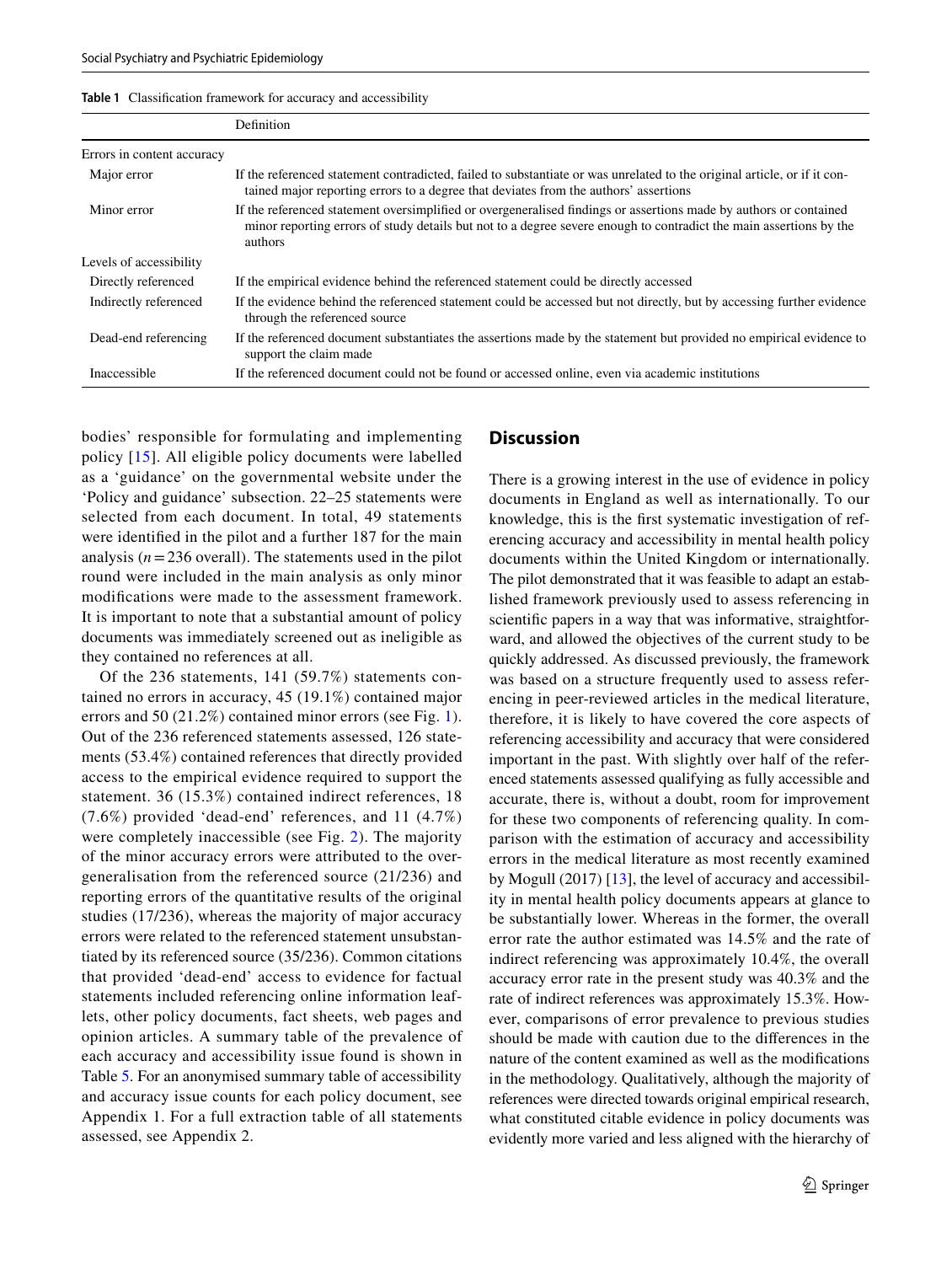**Table 1** Classification framework for accuracy and accessibility

| | Definition |
|---|---|
| Errors in content accuracy | |
| Major error | If the referenced statement contradicted, failed to substantiate or was unrelated to the original article, or if it contained major reporting errors to a degree that deviates from the authors' assertions |
| Minor error | If the referenced statement oversimplified or overgeneralised findings or assertions made by authors or contained minor reporting errors of study details but not to a degree severe enough to contradict the main assertions by the authors |
| Levels of accessibility | |
| Directly referenced | If the empirical evidence behind the referenced statement could be directly accessed |
| Indirectly referenced | If the evidence behind the referenced statement could be accessed but not directly, but by accessing further evidence through the referenced source |
| Dead-end referencing | If the referenced document substantiates the assertions made by the statement but provided no empirical evidence to support the claim made |
| Inaccessible | If the referenced document could not be found or accessed online, even via academic institutions |

bodies' responsible for formulating and implementing policy [15]. All eligible policy documents were labelled as a 'guidance' on the governmental website under the 'Policy and guidance' subsection. 22–25 statements were selected from each document. In total, 49 statements were identified in the pilot and a further 187 for the main analysis ($n = 236$ overall). The statements used in the pilot round were included in the main analysis as only minor modifications were made to the assessment framework. It is important to note that a substantial amount of policy documents was immediately screened out as ineligible as they contained no references at all.

Of the 236 statements, 141 (59.7%) statements contained no errors in accuracy, 45 (19.1%) contained major errors and 50 (21.2%) contained minor errors (see Fig. 1). Out of the 236 referenced statements assessed, 126 statements (53.4%) contained references that directly provided access to the empirical evidence required to support the statement. 36 (15.3%) contained indirect references, 18 (7.6%) provided 'dead-end' references, and 11 (4.7%) were completely inaccessible (see Fig. 2). The majority of the minor accuracy errors were attributed to the overgeneralisation from the referenced source (21/236) and reporting errors of the quantitative results of the original studies (17/236), whereas the majority of major accuracy errors were related to the referenced statement unsubstantiated by its referenced source (35/236). Common citations that provided 'dead-end' access to evidence for factual statements included referencing online information leaflets, other policy documents, fact sheets, web pages and opinion articles. A summary table of the prevalence of each accuracy and accessibility issue found is shown in Table 5. For an anonymised summary table of accessibility and accuracy issue counts for each policy document, see Appendix 1. For a full extraction table of all statements assessed, see Appendix 2.

## Discussion

There is a growing interest in the use of evidence in policy documents in England as well as internationally. To our knowledge, this is the first systematic investigation of referencing accuracy and accessibility in mental health policy documents within the United Kingdom or internationally. The pilot demonstrated that it was feasible to adapt an established framework previously used to assess referencing in scientific papers in a way that was informative, straightforward, and allowed the objectives of the current study to be quickly addressed. As discussed previously, the framework was based on a structure frequently used to assess referencing in peer-reviewed articles in the medical literature, therefore, it is likely to have covered the core aspects of referencing accessibility and accuracy that were considered important in the past. With slightly over half of the referenced statements assessed qualifying as fully accessible and accurate, there is, without a doubt, room for improvement for these two components of referencing quality. In comparison with the estimation of accuracy and accessibility errors in the medical literature as most recently examined by Mogull (2017) [13], the level of accuracy and accessibility in mental health policy documents appears at glance to be substantially lower. Whereas in the former, the overall error rate the author estimated was 14.5% and the rate of indirect referencing was approximately 10.4%, the overall accuracy error rate in the present study was 40.3% and the rate of indirect references was approximately 15.3%. However, comparisons of error prevalence to previous studies should be made with caution due to the differences in the nature of the content examined as well as the modifications in the methodology. Qualitatively, although the majority of references were directed towards original empirical research, what constituted citable evidence in policy documents was evidently more varied and less aligned with the hierarchy of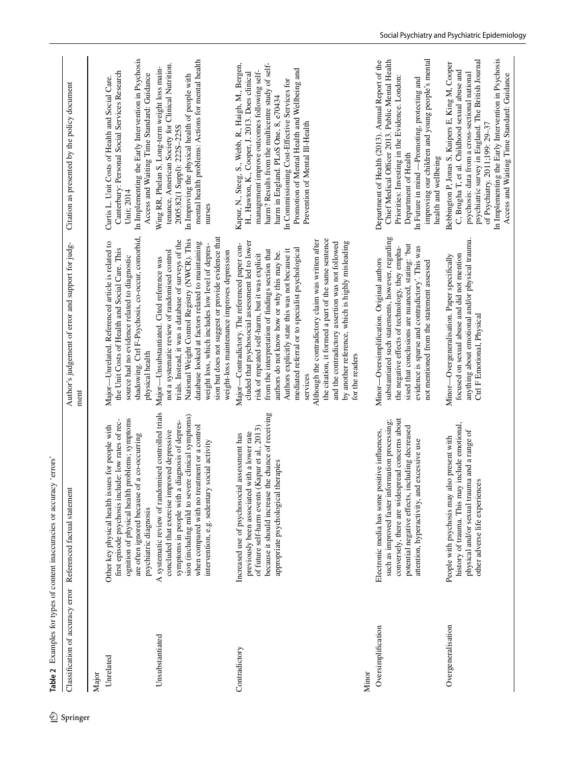**Table 2** Examples for types of content inaccuracies or accuracy 'errors'

| Classification of accuracy error | Referenced factual statement | Author's judgement of error and support for judgment | Citation as presented by the policy document |
|---|---|---|---|
| Major | | | |
| Unrelated | Other key physical health issues for people with first episode psychosis include: low rates of recognition of physical health problems; symptoms are often ignored because of a co-occurring psychiatric diagnosis | Major—Unrelated. Referenced article is related to the Unit Costs of Health and Social Care. This source had no evidence related to diagnostic shadowing. Ctrl F-Psychosis, co-occur, comorbid, physical health | Curtis L. Unit Costs of Health and Social Care. Canterbury: Personal Social Services Research Unit; 2014<br>In Implementing the Early Intervention in Psychosis Access and Waiting Time Standard: Guidance |
| Unsubstantiated | A systematic review of randomised controlled trials concluded that exercise improved depressive symptoms in people with a diagnosis of depression (including mild to severe clinical symptoms) when compared with no treatment or a control intervention, e.g. sedentary social activity | Major—Unsubstantiated. Cited reference was not a systematic review of randomised control trials. Instead, it was a database of surveys of the National Weight Control Registry (NWCR). This database looked at factors related to maintaining weight loss, which includes low level of depression but does not suggest or provide evidence that weight-loss maintenance improves depression | Wing RR, Phelan S. Long-term weight loss maintenance. American Society for Clinical Nutrition. 2005;82(1 Suppl): 222S–225S<br>In Improving the physical health of people with mental health problems: Actions for mental health nurses |
| Contradictory | Increased use of psychosocial assessment has previously been associated with a lower rate of future self-harm events (Kapur et al., 2013) because it should increase the chance of receiving appropriate psychological therapies | Major—Contradictory. The referenced paper concluded that psychosocial assessment led to lower risk of repeated self-harm, but it was explicit from the interpretation of findings section that authors do not know how or why this may be. Authors explicitly state this was not because it mediated referral or to specialist psychological services<br>Although the contradictory claim was written after the citation, it formed a part of the same sentence and the contradictory assertion was not followed by another reference, which is highly misleading for the readers | Kapur, N., Steeg, S., Webb, R., Haigh, M., Bergen, H., Hawton, K., Cooper, J. 2013. Does clinical management improve outcomes following self-harm? Results from the multicentre study of self-harm in England. PLoS One, 8, e70434<br>In Commissioning Cost-Effective Services for Promotion of Mental Health and Wellbeing and Prevention of Mental Ill-Health |
| Minor | | | |
| Oversimplification | Electronic media has some positive influences, such as improved faster information processing; conversely, there are widespread concerns about potential negative effects, including decreased attention, hyperactivity, and excessive use | Minor—Oversimplification. Original authors substantiated such statements, however, regarding the negative effects of technology, they emphasised that conclusions are nuanced, stating: 'but evidence is sparse and contradictory'. This was not mentioned from the statement assessed | Department of Health (2013). Annual Report of the Chief Medical Officer 2013. Public Mental Health Priorities: Investing in the Evidence. London: Department of Health<br>In Future in mind —Promoting, protecting and improving our children and young people's mental health and wellbeing |
| Overgeneralisation | People with psychosis may also present with history of trauma. This may include emotional, physical and/or sexual trauma and a range of other adverse life experiences | Minor—Overgeneralisation. Paper specifically focused on sexual abuse and did not mention anything about emotional and/or physical trauma. Ctrl F Emotional, Physical | Bebbington P, Jonas S, Kuipers E, King M, Cooper C, Brugha T, et al. Childhood sexual abuse and psychosis: data from a cross-sectional national psychiatric survey in England. The British Journal of Psychiatry. 2011;199: 29–37<br>In Implementing the Early Intervention in Psychosis Access and Waiting Time Standard: Guidance |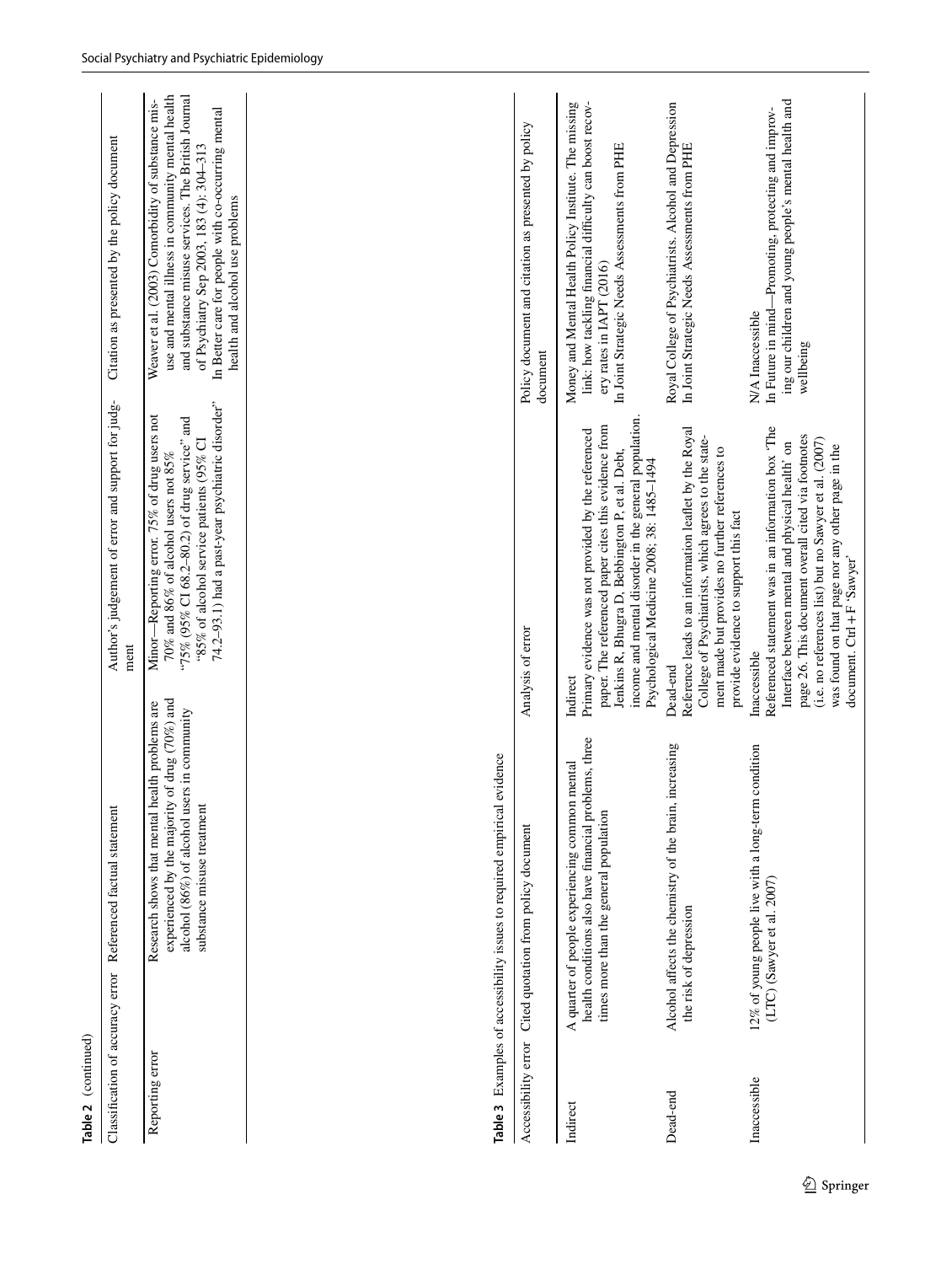**Table 2** (continued)

| Classification of accuracy error | Referenced factual statement | Author's judgement of error and support for judgment | Citation as presented by the policy document |
|---|---|---|---|
| Reporting error | Research shows that mental health problems are experienced by the majority of drug (70%) and alcohol (86%) of alcohol users in community substance misuse treatment | Minor—Reporting error. 75% of drug users not 70% and 86% of alcohol users not 85% "75% (95% CI 68.2–80.2) of drug service" and "85% of alcohol service patients (95% CI 74.2–93.1) had a past-year psychiatric disorder" | Weaver et al. (2003) Comorbidity of substance misuse and mental illness in community mental health and substance misuse services. The British Journal of Psychiatry Sep 2003, 183 (4): 304–313<br>In Better care for people with co-occurring mental health and alcohol use problems |

**Table 3** Examples of accessibility issues to required empirical evidence

| Accessibility error | Cited quotation from policy document | Analysis of error | Policy document and citation as presented by policy document |
|---|---|---|---|
| Indirect | A quarter of people experiencing common mental health conditions also have financial problems, three times more than the general population | Indirect<br>Primary evidence was not provided by the referenced paper. The referenced paper cites this evidence from Jenkins R, Bhugra D, Bebbington P, et al. Debt, income and mental disorder in the general population. Psychological Medicine 2008; 38: 1485–1494 | Money and Mental Health Policy Institute. The missing link: how tackling financial difficulty can boost recovery rates in IAPT (2016)<br>In Joint Strategic Needs Assessments from PHE |
| Dead-end | Alcohol affects the chemistry of the brain, increasing the risk of depression | Dead-end<br>Reference leads to an information leaflet by the Royal College of Psychiatrists, which agrees to the statement made but provides no further references to provide evidence to support this fact | Royal College of Psychiatrists. Alcohol and Depression<br>In Joint Strategic Needs Assessments from PHE |
| Inaccessible | 12% of young people live with a long-term condition (LTC) (Sawyer et al. 2007) | Inaccessible<br>Referenced statement was in an information box 'The Interface between mental and physical health' on page 26. This document overall cited via footnotes (i.e. no references list) but no Sawyer et al. (2007) was found on that page nor any other page in the document. Ctrl + F 'Sawyer' | N/A Inaccessible<br>In Future in mind—Promoting, protecting and improving our children and young people's mental health and wellbeing |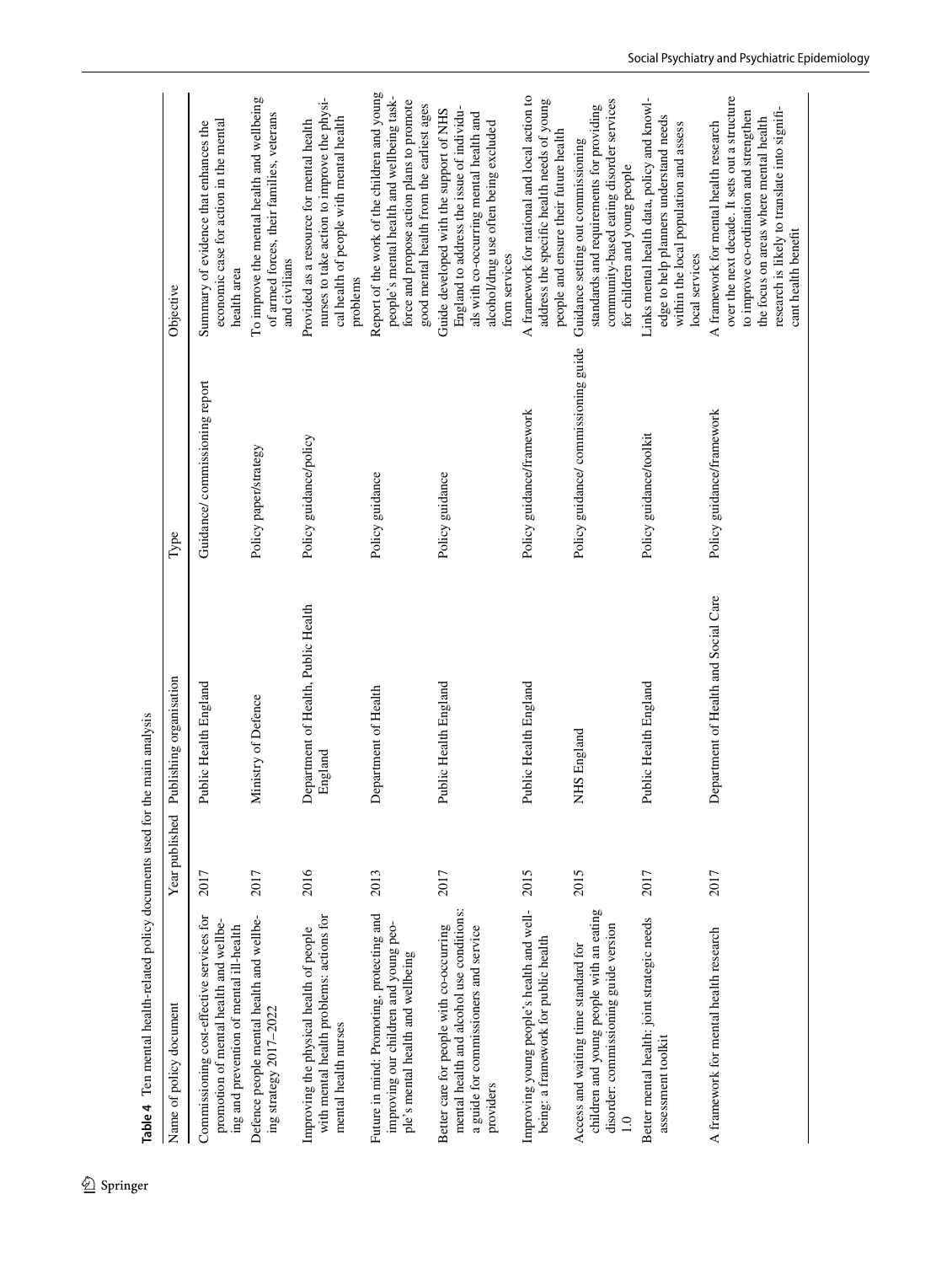**Table 4** Ten mental health-related policy documents used for the main analysis

| Name of policy document | Year published | Publishing organisation | Type | Objective |
|---|---|---|---|---|
| Commissioning cost-effective services for promotion of mental health and wellbeing and prevention of mental ill-health | 2017 | Public Health England | Guidance/ commissioning report | Summary of evidence that enhances the economic case for action in the mental health area |
| Defence people mental health and wellbeing strategy 2017–2022 | 2017 | Ministry of Defence | Policy paper/strategy | To improve the mental health and wellbeing of armed forces, their families, veterans and civilians |
| Improving the physical health of people with mental health problems: actions for mental health nurses | 2016 | Department of Health, Public Health England | Policy guidance/policy | Provided as a resource for mental health nurses to take action to improve the physical health of people with mental health problems |
| Future in mind: Promoting, protecting and improving our children and young people's mental health and wellbeing | 2013 | Department of Health | Policy guidance | Report of the work of the children and young people's mental health and wellbeing taskforce and propose action plans to promote good mental health from the earliest ages |
| Better care for people with co-occurring mental health and alcohol use conditions: a guide for commissioners and service providers | 2017 | Public Health England | Policy guidance | Guide developed with the support of NHS England to address the issue of individuals with co-occurring mental health and alcohol/drug use often being excluded from services |
| Improving young people's health and wellbeing: a framework for public health | 2015 | Public Health England | Policy guidance/framework | A framework for national and local action to address the specific health needs of young people and ensure their future health |
| Access and waiting time standard for children and young people with an eating disorder: commissioning guide version 1.0 | 2015 | NHS England | Policy guidance/ commissioning guide | Guidance setting out commissioning standards and requirements for providing community-based eating disorder services for children and young people |
| Better mental health: joint strategic needs assessment toolkit | 2017 | Public Health England | Policy guidance/toolkit | Links mental health data, policy and knowledge to help planners understand needs within the local population and assess local services |
| A framework for mental health research | 2017 | Department of Health and Social Care | Policy guidance/framework | A framework for mental health research over the next decade. It sets out a structure to improve co-ordination and strengthen the focus on areas where mental health research is likely to translate into significant health benefit |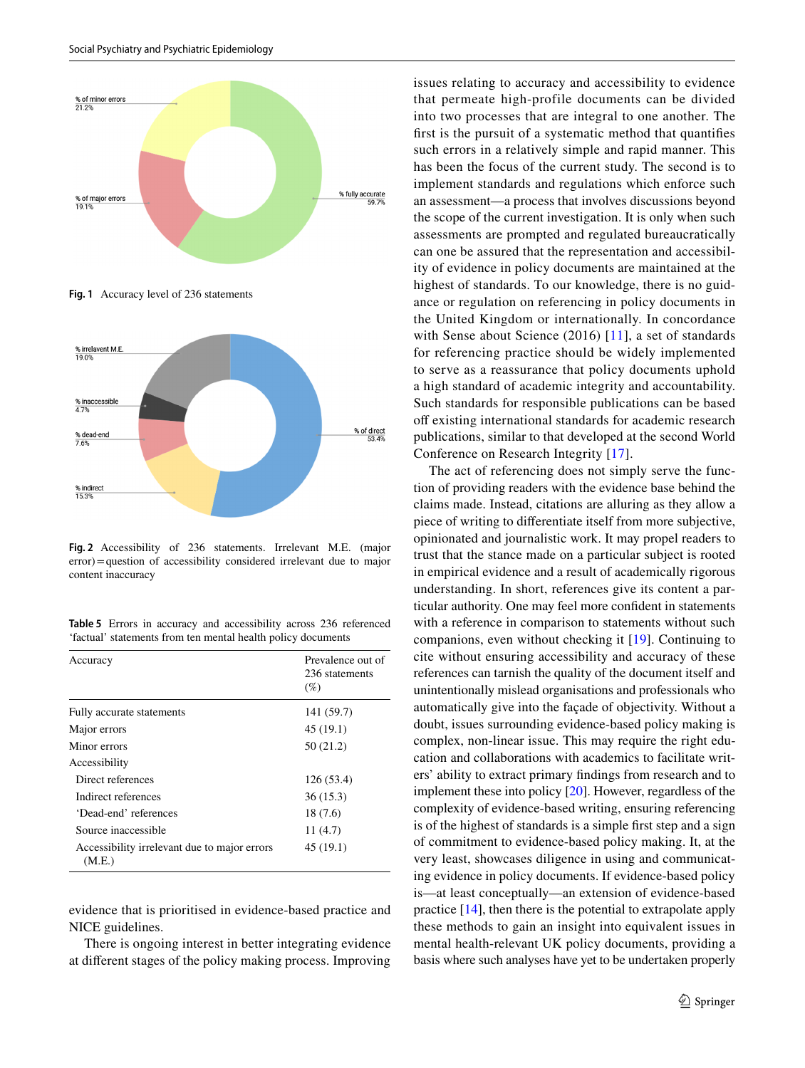Fig. 1 Accuracy level of 236 statements

Fig. 2 Accessibility of 236 statements. Irrelevant M.E. (major error) = question of accessibility considered irrelevant due to major content inaccuracy

**Table 5** Errors in accuracy and accessibility across 236 referenced 'factual' statements from ten mental health policy documents

| Accuracy | Prevalence out of 236 statements (%) |
|---|---|
| Fully accurate statements | 141 (59.7) |
| Major errors | 45 (19.1) |
| Minor errors | 50 (21.2) |
| Accessibility | |
| Direct references | 126 (53.4) |
| Indirect references | 36 (15.3) |
| 'Dead-end' references | 18 (7.6) |
| Source inaccessible | 11 (4.7) |
| Accessibility irrelevant due to major errors (M.E.) | 45 (19.1) |

evidence that is prioritised in evidence-based practice and NICE guidelines.

There is ongoing interest in better integrating evidence at different stages of the policy making process. Improving issues relating to accuracy and accessibility to evidence that permeate high-profile documents can be divided into two processes that are integral to one another. The first is the pursuit of a systematic method that quantifies such errors in a relatively simple and rapid manner. This has been the focus of the current study. The second is to implement standards and regulations which enforce such an assessment—a process that involves discussions beyond the scope of the current investigation. It is only when such assessments are prompted and regulated bureaucratically can one be assured that the representation and accessibility of evidence in policy documents are maintained at the highest of standards. To our knowledge, there is no guidance or regulation on referencing in policy documents in the United Kingdom or internationally. In concordance with Sense about Science (2016) [11], a set of standards for referencing practice should be widely implemented to serve as a reassurance that policy documents uphold a high standard of academic integrity and accountability. Such standards for responsible publications can be based off existing international standards for academic research publications, similar to that developed at the second World Conference on Research Integrity [17].

The act of referencing does not simply serve the function of providing readers with the evidence base behind the claims made. Instead, citations are alluring as they allow a piece of writing to differentiate itself from more subjective, opinionated and journalistic work. It may propel readers to trust that the stance made on a particular subject is rooted in empirical evidence and a result of academically rigorous understanding. In short, references give its content a particular authority. One may feel more confident in statements with a reference in comparison to statements without such companions, even without checking it [19]. Continuing to cite without ensuring accessibility and accuracy of these references can tarnish the quality of the document itself and unintentionally mislead organisations and professionals who automatically give into the façade of objectivity. Without a doubt, issues surrounding evidence-based policy making is complex, non-linear issue. This may require the right education and collaborations with academics to facilitate writers' ability to extract primary findings from research and to implement these into policy [20]. However, regardless of the complexity of evidence-based writing, ensuring referencing is of the highest of standards is a simple first step and a sign of commitment to evidence-based policy making. It, at the very least, showcases diligence in using and communicating evidence in policy documents. If evidence-based policy is—at least conceptually—an extension of evidence-based practice [14], then there is the potential to extrapolate apply these methods to gain an insight into equivalent issues in mental health-relevant UK policy documents, providing a basis where such analyses have yet to be undertaken properly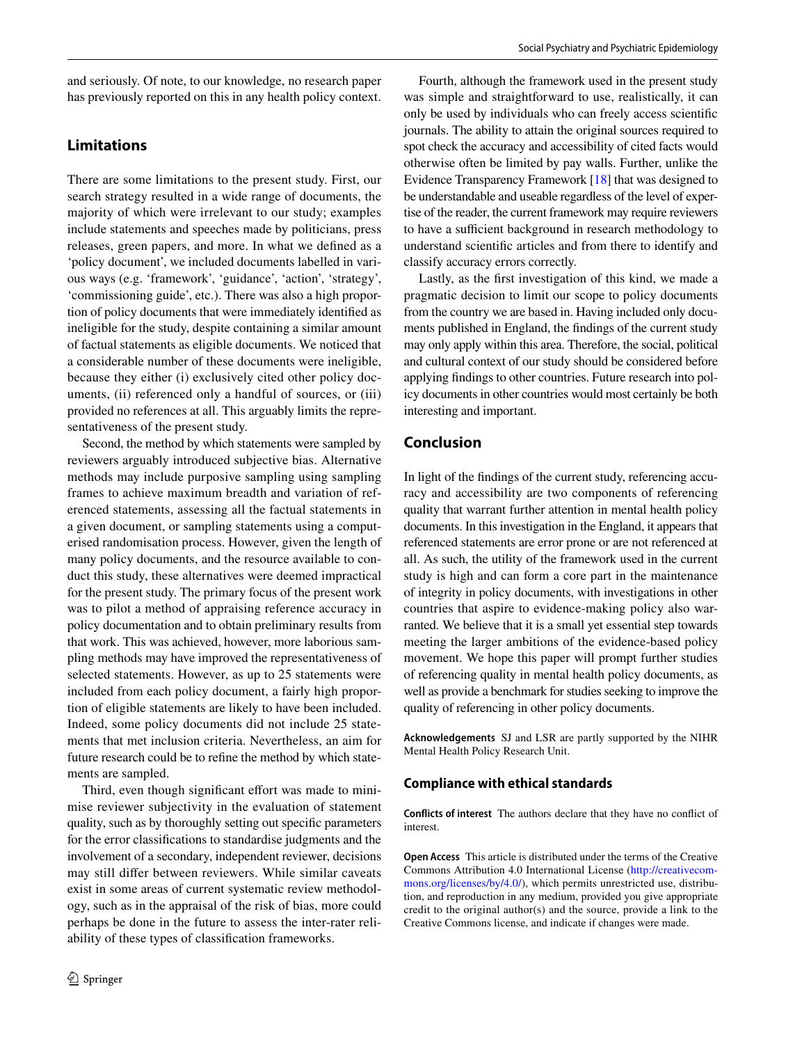and seriously. Of note, to our knowledge, no research paper has previously reported on this in any health policy context.

## Limitations

There are some limitations to the present study. First, our search strategy resulted in a wide range of documents, the majority of which were irrelevant to our study; examples include statements and speeches made by politicians, press releases, green papers, and more. In what we defined as a 'policy document', we included documents labelled in various ways (e.g. 'framework', 'guidance', 'action', 'strategy', 'commissioning guide', etc.). There was also a high proportion of policy documents that were immediately identified as ineligible for the study, despite containing a similar amount of factual statements as eligible documents. We noticed that a considerable number of these documents were ineligible, because they either (i) exclusively cited other policy documents, (ii) referenced only a handful of sources, or (iii) provided no references at all. This arguably limits the representativeness of the present study.

Second, the method by which statements were sampled by reviewers arguably introduced subjective bias. Alternative methods may include purposive sampling using sampling frames to achieve maximum breadth and variation of referenced statements, assessing all the factual statements in a given document, or sampling statements using a computerised randomisation process. However, given the length of many policy documents, and the resource available to conduct this study, these alternatives were deemed impractical for the present study. The primary focus of the present work was to pilot a method of appraising reference accuracy in policy documentation and to obtain preliminary results from that work. This was achieved, however, more laborious sampling methods may have improved the representativeness of selected statements. However, as up to 25 statements were included from each policy document, a fairly high proportion of eligible statements are likely to have been included. Indeed, some policy documents did not include 25 statements that met inclusion criteria. Nevertheless, an aim for future research could be to refine the method by which statements are sampled.

Third, even though significant effort was made to minimise reviewer subjectivity in the evaluation of statement quality, such as by thoroughly setting out specific parameters for the error classifications to standardise judgments and the involvement of a secondary, independent reviewer, decisions may still differ between reviewers. While similar caveats exist in some areas of current systematic review methodology, such as in the appraisal of the risk of bias, more could perhaps be done in the future to assess the inter-rater reliability of these types of classification frameworks.

Fourth, although the framework used in the present study was simple and straightforward to use, realistically, it can only be used by individuals who can freely access scientific journals. The ability to attain the original sources required to spot check the accuracy and accessibility of cited facts would otherwise often be limited by pay walls. Further, unlike the Evidence Transparency Framework [18] that was designed to be understandable and useable regardless of the level of expertise of the reader, the current framework may require reviewers to have a sufficient background in research methodology to understand scientific articles and from there to identify and classify accuracy errors correctly.

Lastly, as the first investigation of this kind, we made a pragmatic decision to limit our scope to policy documents from the country we are based in. Having included only documents published in England, the findings of the current study may only apply within this area. Therefore, the social, political and cultural context of our study should be considered before applying findings to other countries. Future research into policy documents in other countries would most certainly be both interesting and important.

## Conclusion

In light of the findings of the current study, referencing accuracy and accessibility are two components of referencing quality that warrant further attention in mental health policy documents. In this investigation in the England, it appears that referenced statements are error prone or are not referenced at all. As such, the utility of the framework used in the current study is high and can form a core part in the maintenance of integrity in policy documents, with investigations in other countries that aspire to evidence-making policy also warranted. We believe that it is a small yet essential step towards meeting the larger ambitions of the evidence-based policy movement. We hope this paper will prompt further studies of referencing quality in mental health policy documents, as well as provide a benchmark for studies seeking to improve the quality of referencing in other policy documents.

**Acknowledgements** SJ and LSR are partly supported by the NIHR Mental Health Policy Research Unit.

### Compliance with ethical standards

**Conflicts of interest** The authors declare that they have no conflict of interest.

**Open Access** This article is distributed under the terms of the Creative Commons Attribution 4.0 International License (http://creativecommons.org/licenses/by/4.0/), which permits unrestricted use, distribution, and reproduction in any medium, provided you give appropriate credit to the original author(s) and the source, provide a link to the Creative Commons license, and indicate if changes were made.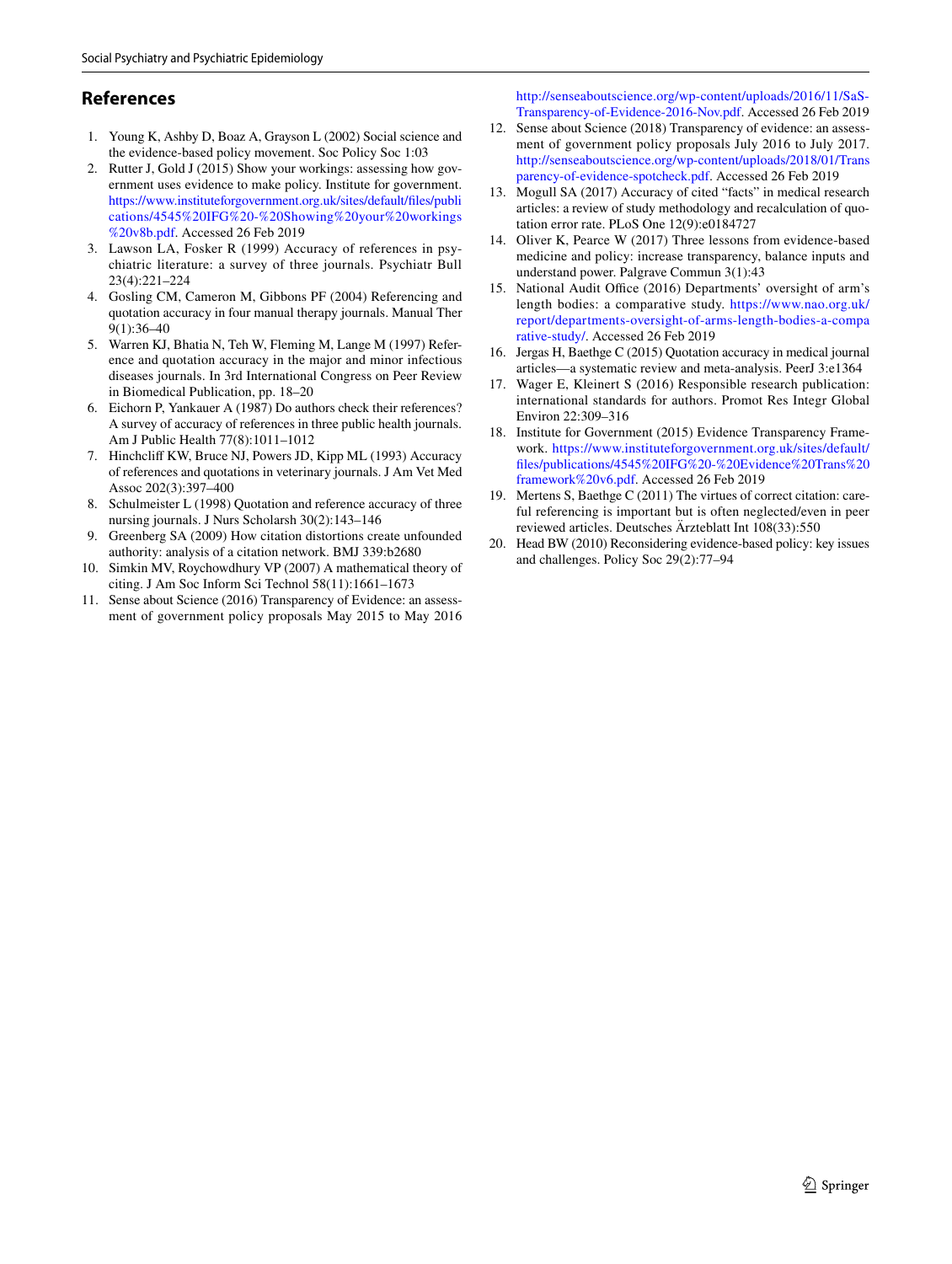## References

1. Young K, Ashby D, Boaz A, Grayson L (2002) Social science and the evidence-based policy movement. Soc Policy Soc 1:03
2. Rutter J, Gold J (2015) Show your workings: assessing how government uses evidence to make policy. Institute for government. https://www.instituteforgovernment.org.uk/sites/default/files/publications/4545%20IFG%20-%20Showing%20your%20workings%20v8b.pdf. Accessed 26 Feb 2019
3. Lawson LA, Fosker R (1999) Accuracy of references in psychiatric literature: a survey of three journals. Psychiatr Bull 23(4):221–224
4. Gosling CM, Cameron M, Gibbons PF (2004) Referencing and quotation accuracy in four manual therapy journals. Manual Ther 9(1):36–40
5. Warren KJ, Bhatia N, Teh W, Fleming M, Lange M (1997) Reference and quotation accuracy in the major and minor infectious diseases journals. In 3rd International Congress on Peer Review in Biomedical Publication, pp. 18–20
6. Eichorn P, Yankauer A (1987) Do authors check their references? A survey of accuracy of references in three public health journals. Am J Public Health 77(8):1011–1012
7. Hinchcliff KW, Bruce NJ, Powers JD, Kipp ML (1993) Accuracy of references and quotations in veterinary journals. J Am Vet Med Assoc 202(3):397–400
8. Schulmeister L (1998) Quotation and reference accuracy of three nursing journals. J Nurs Scholarsh 30(2):143–146
9. Greenberg SA (2009) How citation distortions create unfounded authority: analysis of a citation network. BMJ 339:b2680
10. Simkin MV, Roychowdhury VP (2007) A mathematical theory of citing. J Am Soc Inform Sci Technol 58(11):1661–1673
11. Sense about Science (2016) Transparency of Evidence: an assessment of government policy proposals May 2015 to May 2016 http://senseaboutscience.org/wp-content/uploads/2016/11/SaS-Transparency-of-Evidence-2016-Nov.pdf. Accessed 26 Feb 2019
12. Sense about Science (2018) Transparency of evidence: an assessment of government policy proposals July 2016 to July 2017. http://senseaboutscience.org/wp-content/uploads/2018/01/Transparency-of-evidence-spotcheck.pdf. Accessed 26 Feb 2019
13. Mogull SA (2017) Accuracy of cited "facts" in medical research articles: a review of study methodology and recalculation of quotation error rate. PLoS One 12(9):e0184727
14. Oliver K, Pearce W (2017) Three lessons from evidence-based medicine and policy: increase transparency, balance inputs and understand power. Palgrave Commun 3(1):43
15. National Audit Office (2016) Departments' oversight of arm's length bodies: a comparative study. https://www.nao.org.uk/report/departments-oversight-of-arms-length-bodies-a-comparative-study/. Accessed 26 Feb 2019
16. Jergas H, Baethge C (2015) Quotation accuracy in medical journal articles—a systematic review and meta-analysis. PeerJ 3:e1364
17. Wager E, Kleinert S (2016) Responsible research publication: international standards for authors. Promot Res Integr Global Environ 22:309–316
18. Institute for Government (2015) Evidence Transparency Framework. https://www.instituteforgovernment.org.uk/sites/default/files/publications/4545%20IFG%20-%20Evidence%20Trans%20framework%20v6.pdf. Accessed 26 Feb 2019
19. Mertens S, Baethge C (2011) The virtues of correct citation: careful referencing is important but is often neglected/even in peer reviewed articles. Deutsches Ärzteblatt Int 108(33):550
20. Head BW (2010) Reconsidering evidence-based policy: key issues and challenges. Policy Soc 29(2):77–94